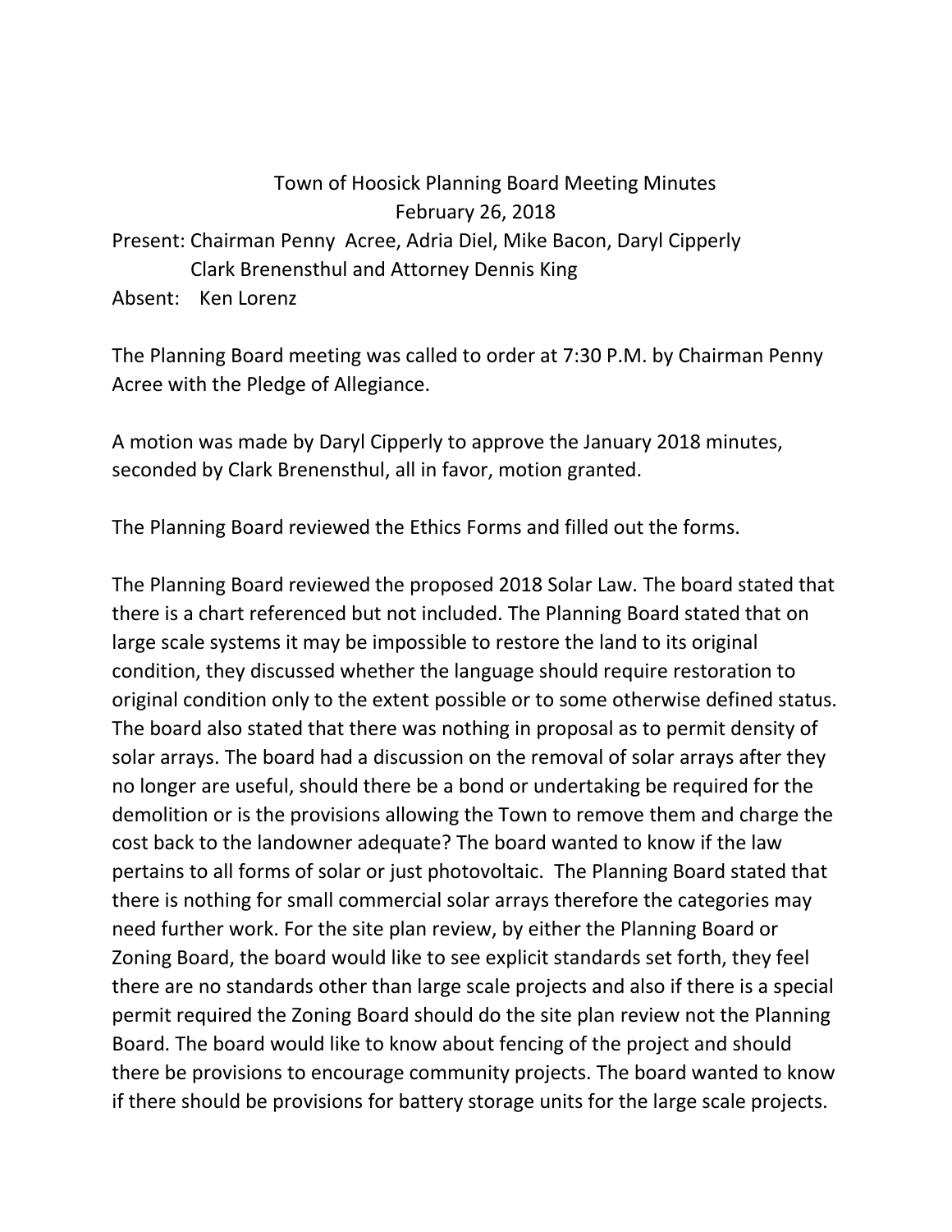# Town of Hoosick Planning Board Meeting Minutes

February 26, 2018

Present: Chairman Penny Acree, Adria Diel, Mike Bacon, Daryl Cipperly Clark Brenensthul and Attorney Dennis King

Absent: Ken Lorenz

The Planning Board meeting was called to order at 7:30 P.M. by Chairman Penny Acree with the Pledge of Allegiance.

A motion was made by Daryl Cipperly to approve the January 2018 minutes, seconded by Clark Brenensthul, all in favor, motion granted.

The Planning Board reviewed the Ethics Forms and filled out the forms.

The Planning Board reviewed the proposed 2018 Solar Law. The board stated that there is a chart referenced but not included. The Planning Board stated that on large scale systems it may be impossible to restore the land to its original condition, they discussed whether the language should require restoration to original condition only to the extent possible or to some otherwise defined status. The board also stated that there was nothing in proposal as to permit density of solar arrays. The board had a discussion on the removal of solar arrays after they no longer are useful, should there be a bond or undertaking be required for the demolition or is the provisions allowing the Town to remove them and charge the cost back to the landowner adequate? The board wanted to know if the law pertains to all forms of solar or just photovoltaic. The Planning Board stated that there is nothing for small commercial solar arrays therefore the categories may need further work. For the site plan review, by either the Planning Board or Zoning Board, the board would like to see explicit standards set forth, they feel there are no standards other than large scale projects and also if there is a special permit required the Zoning Board should do the site plan review not the Planning Board. The board would like to know about fencing of the project and should there be provisions to encourage community projects. The board wanted to know if there should be provisions for battery storage units for the large scale projects.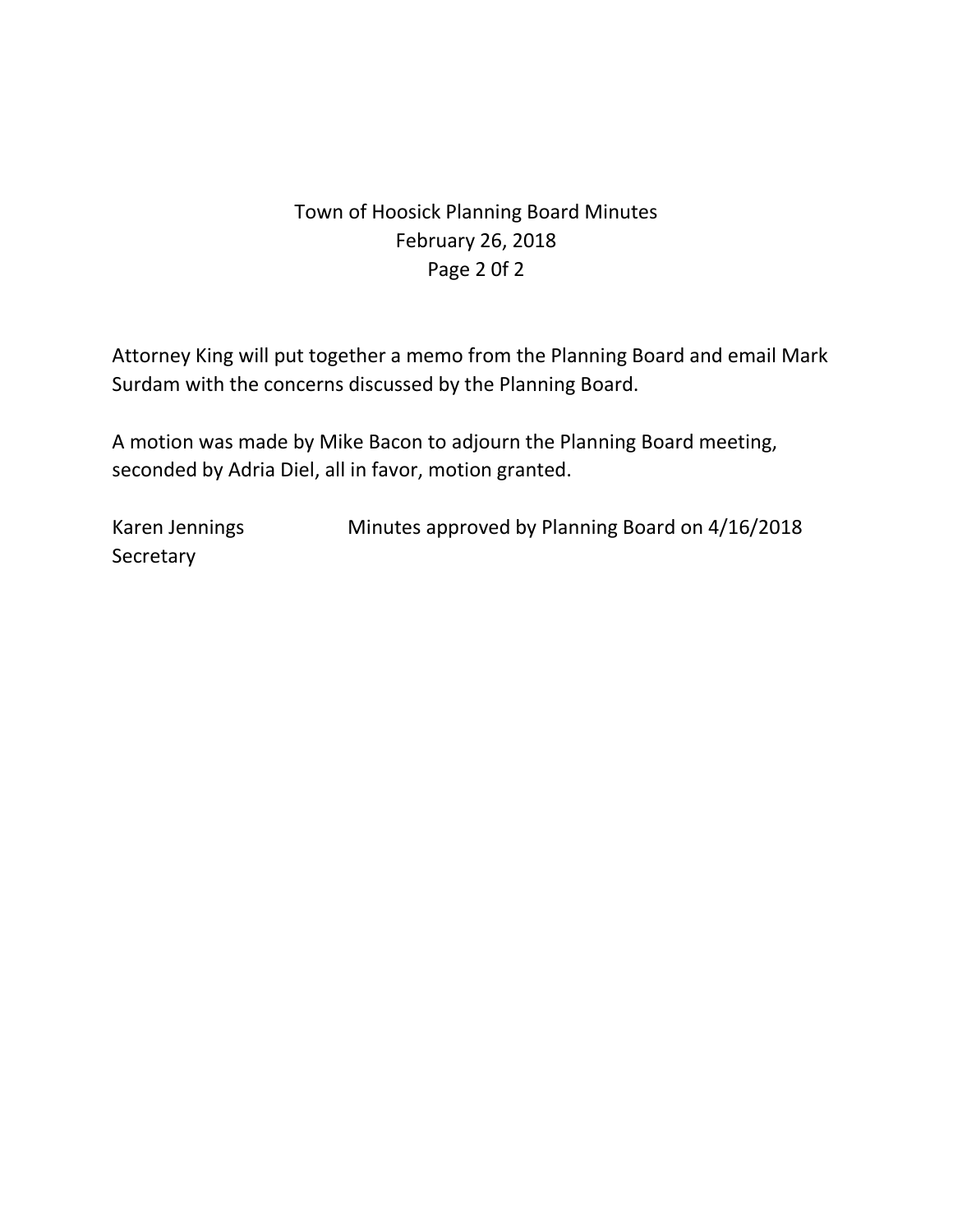Attorney King will put together a memo from the Planning Board and email Mark Surdam with the concerns discussed by the Planning Board.

A motion was made by Mike Bacon to adjourn the Planning Board meeting, seconded by Adria Diel, all in favor, motion granted.

Karen Jennings Minutes approved by Planning Board on 4/16/2018
Secretary